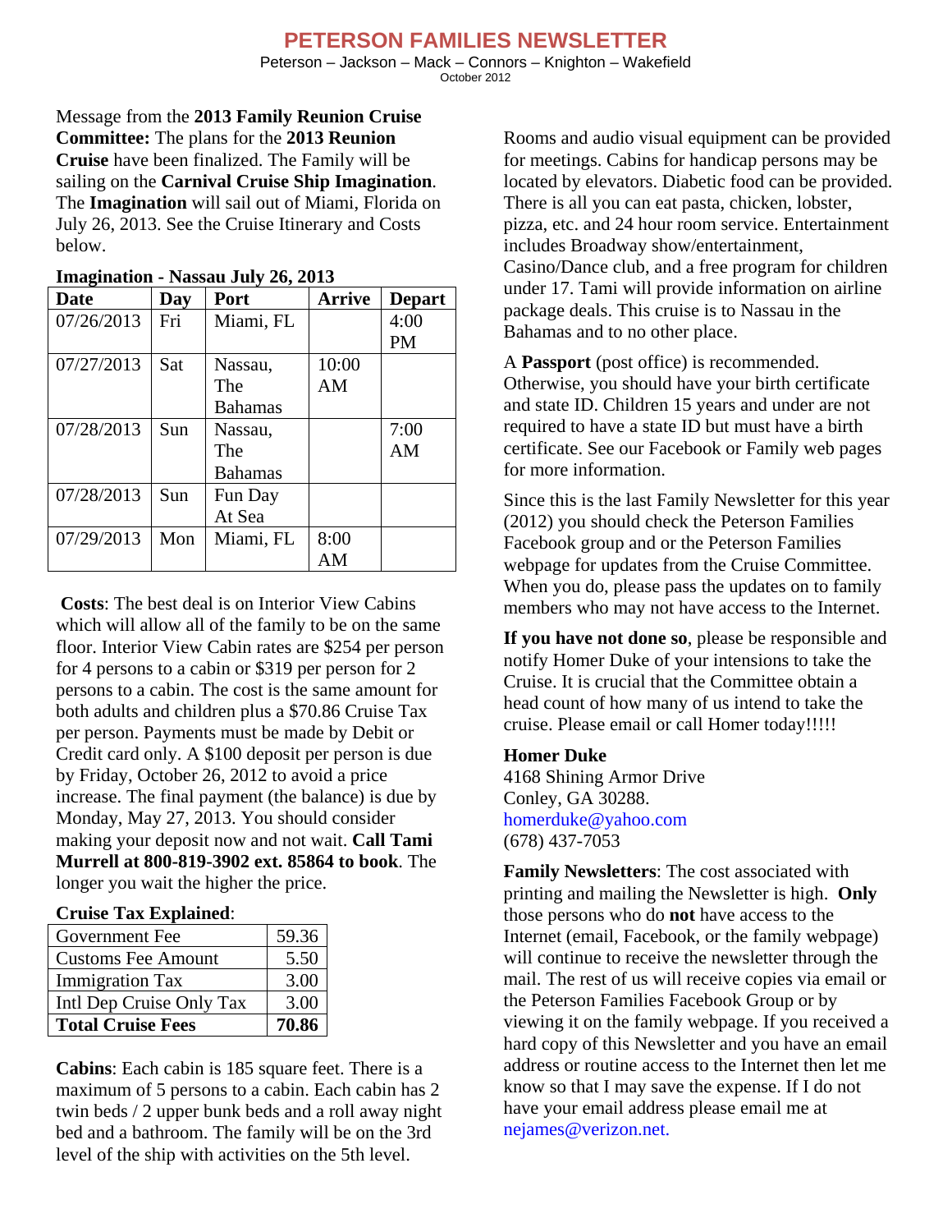# PETERSON FAMILIES NEWSLETTER

Peterson – Jackson – Mack – Connors – Knighton – Wakefield

October 2012

Message from the **2013 Family Reunion Cruise Committee:** The plans for the **2013 Reunion Cruise** have been finalized. The Family will be sailing on the **Carnival Cruise Ship Imagination**. The **Imagination** will sail out of Miami, Florida on July 26, 2013. See the Cruise Itinerary and Costs below.

**Imagination - Nassau July 26, 2013**

| Date | Day | Port | Arrive | Depart |
|---|---|---|---|---|
| 07/26/2013 | Fri | Miami, FL | | 4:00 PM |
| 07/27/2013 | Sat | Nassau, The Bahamas | 10:00 AM | |
| 07/28/2013 | Sun | Nassau, The Bahamas | | 7:00 AM |
| 07/28/2013 | Sun | Fun Day At Sea | | |
| 07/29/2013 | Mon | Miami, FL | 8:00 AM | |

**Costs**: The best deal is on Interior View Cabins which will allow all of the family to be on the same floor. Interior View Cabin rates are $254 per person for 4 persons to a cabin or $319 per person for 2 persons to a cabin. The cost is the same amount for both adults and children plus a $70.86 Cruise Tax per person. Payments must be made by Debit or Credit card only. A $100 deposit per person is due by Friday, October 26, 2012 to avoid a price increase. The final payment (the balance) is due by Monday, May 27, 2013. You should consider making your deposit now and not wait. **Call Tami Murrell at 800-819-3902 ext. 85864 to book**. The longer you wait the higher the price.

**Cruise Tax Explained**:

| | |
|---|---|
| Government Fee | 59.36 |
| Customs Fee Amount | 5.50 |
| Immigration Tax | 3.00 |
| Intl Dep Cruise Only Tax | 3.00 |
| **Total Cruise Fees** | **70.86** |

**Cabins**: Each cabin is 185 square feet. There is a maximum of 5 persons to a cabin. Each cabin has 2 twin beds / 2 upper bunk beds and a roll away night bed and a bathroom. The family will be on the 3rd level of the ship with activities on the 5th level.

Rooms and audio visual equipment can be provided for meetings. Cabins for handicap persons may be located by elevators. Diabetic food can be provided. There is all you can eat pasta, chicken, lobster, pizza, etc. and 24 hour room service. Entertainment includes Broadway show/entertainment, Casino/Dance club, and a free program for children under 17. Tami will provide information on airline package deals. This cruise is to Nassau in the Bahamas and to no other place.

A **Passport** (post office) is recommended. Otherwise, you should have your birth certificate and state ID. Children 15 years and under are not required to have a state ID but must have a birth certificate. See our Facebook or Family web pages for more information.

Since this is the last Family Newsletter for this year (2012) you should check the Peterson Families Facebook group and or the Peterson Families webpage for updates from the Cruise Committee. When you do, please pass the updates on to family members who may not have access to the Internet.

**If you have not done so**, please be responsible and notify Homer Duke of your intensions to take the Cruise. It is crucial that the Committee obtain a head count of how many of us intend to take the cruise. Please email or call Homer today!!!!!

**Homer Duke**
4168 Shining Armor Drive
Conley, GA 30288.
homerduke@yahoo.com
(678) 437-7053

**Family Newsletters**: The cost associated with printing and mailing the Newsletter is high. **Only** those persons who do **not** have access to the Internet (email, Facebook, or the family webpage) will continue to receive the newsletter through the mail. The rest of us will receive copies via email or the Peterson Families Facebook Group or by viewing it on the family webpage. If you received a hard copy of this Newsletter and you have an email address or routine access to the Internet then let me know so that I may save the expense. If I do not have your email address please email me at nejames@verizon.net.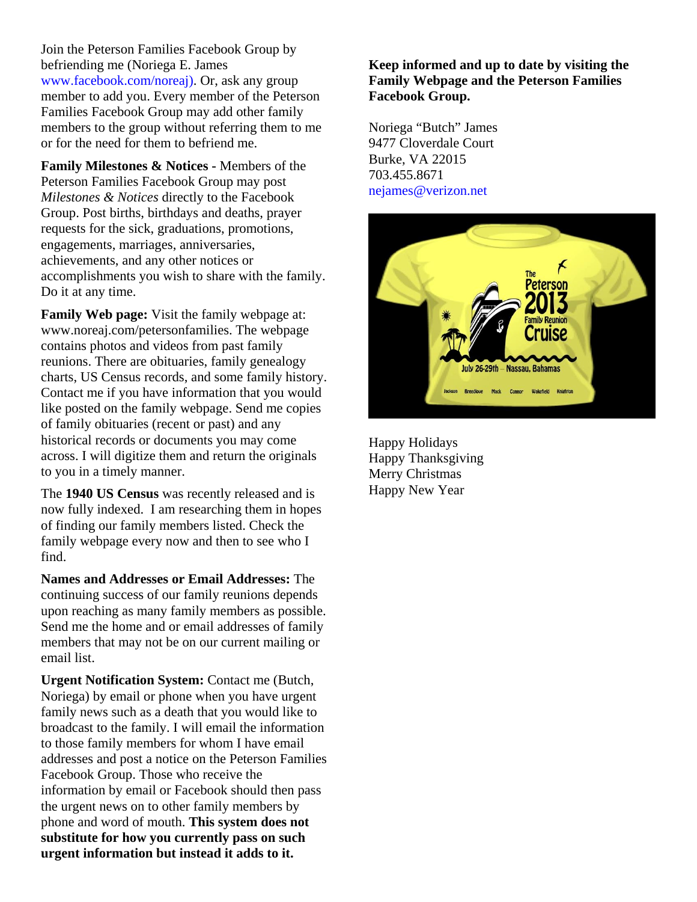Join the Peterson Families Facebook Group by befriending me (Noriega E. James www.facebook.com/noreaj). Or, ask any group member to add you. Every member of the Peterson Families Facebook Group may add other family members to the group without referring them to me or for the need for them to befriend me.

**Family Milestones & Notices -** Members of the Peterson Families Facebook Group may post *Milestones & Notices* directly to the Facebook Group. Post births, birthdays and deaths, prayer requests for the sick, graduations, promotions, engagements, marriages, anniversaries, achievements, and any other notices or accomplishments you wish to share with the family. Do it at any time.

**Family Web page:** Visit the family webpage at: www.noreaj.com/petersonfamilies. The webpage contains photos and videos from past family reunions. There are obituaries, family genealogy charts, US Census records, and some family history. Contact me if you have information that you would like posted on the family webpage. Send me copies of family obituaries (recent or past) and any historical records or documents you may come across. I will digitize them and return the originals to you in a timely manner.

The **1940 US Census** was recently released and is now fully indexed. I am researching them in hopes of finding our family members listed. Check the family webpage every now and then to see who I find.

**Names and Addresses or Email Addresses:** The continuing success of our family reunions depends upon reaching as many family members as possible. Send me the home and or email addresses of family members that may not be on our current mailing or email list.

**Urgent Notification System:** Contact me (Butch, Noriega) by email or phone when you have urgent family news such as a death that you would like to broadcast to the family. I will email the information to those family members for whom I have email addresses and post a notice on the Peterson Families Facebook Group. Those who receive the information by email or Facebook should then pass the urgent news on to other family members by phone and word of mouth. **This system does not substitute for how you currently pass on such urgent information but instead it adds to it.**

**Keep informed and up to date by visiting the Family Webpage and the Peterson Families Facebook Group.**

Noriega "Butch" James
9477 Cloverdale Court
Burke, VA 22015
703.455.8671
nejames@verizon.net

The Peterson 2013 Family Reunion Cruise
July 26-29th – Nassau, Bahamas
Jackson Breedlove Mack Connor Wakefield Knighton

Happy Holidays
Happy Thanksgiving
Merry Christmas
Happy New Year